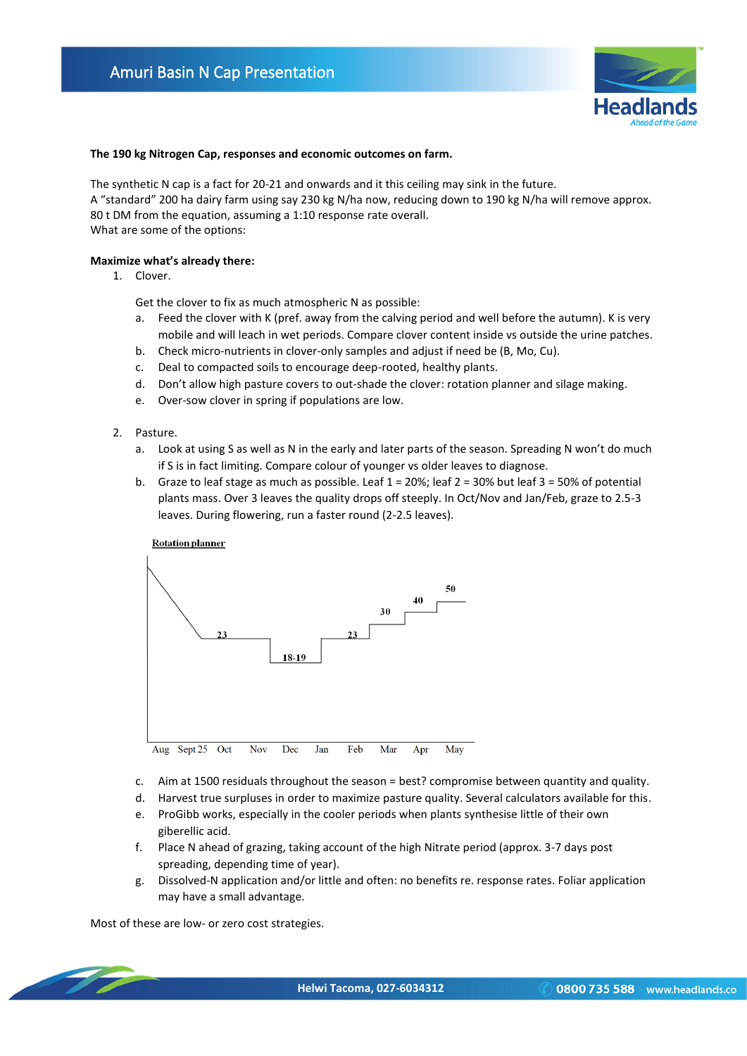**The 190 kg Nitrogen Cap, responses and economic outcomes on farm.**

The synthetic N cap is a fact for 20-21 and onwards and it this ceiling may sink in the future.
A “standard” 200 ha dairy farm using say 230 kg N/ha now, reducing down to 190 kg N/ha will remove approx. 80 t DM from the equation, assuming a 1:10 response rate overall.
What are some of the options:

**Maximize what's already there:**

1. Clover.

   Get the clover to fix as much atmospheric N as possible:

   a. Feed the clover with K (pref. away from the calving period and well before the autumn). K is very mobile and will leach in wet periods. Compare clover content inside vs outside the urine patches.
   b. Check micro-nutrients in clover-only samples and adjust if need be (B, Mo, Cu).
   c. Deal to compacted soils to encourage deep-rooted, healthy plants.
   d. Don't allow high pasture covers to out-shade the clover: rotation planner and silage making.
   e. Over-sow clover in spring if populations are low.

2. Pasture.

   a. Look at using S as well as N in the early and later parts of the season. Spreading N won't do much if S is in fact limiting. Compare colour of younger vs older leaves to diagnose.
   b. Graze to leaf stage as much as possible. Leaf 1 = 20%; leaf 2 = 30% but leaf 3 = 50% of potential plants mass. Over 3 leaves the quality drops off steeply. In Oct/Nov and Jan/Feb, graze to 2.5-3 leaves. During flowering, run a faster round (2-2.5 leaves).

   Rotation planner

   | Aug | Sept 25 | Oct | Nov | Dec | Jan | Feb | Mar | Apr | May |
   |---|---|---|---|---|---|---|---|---|---|
   | | 23 | 23 | 23 | 18-19 | 18-19 | 23 | 30 | 40 | 50 |

   c. Aim at 1500 residuals throughout the season = best? compromise between quantity and quality.
   d. Harvest true surpluses in order to maximize pasture quality. Several calculators available for this.
   e. ProGibb works, especially in the cooler periods when plants synthesise little of their own giberellic acid.
   f. Place N ahead of grazing, taking account of the high Nitrate period (approx. 3-7 days post spreading, depending time of year).
   g. Dissolved-N application and/or little and often: no benefits re. response rates. Foliar application may have a small advantage.

Most of these are low- or zero cost strategies.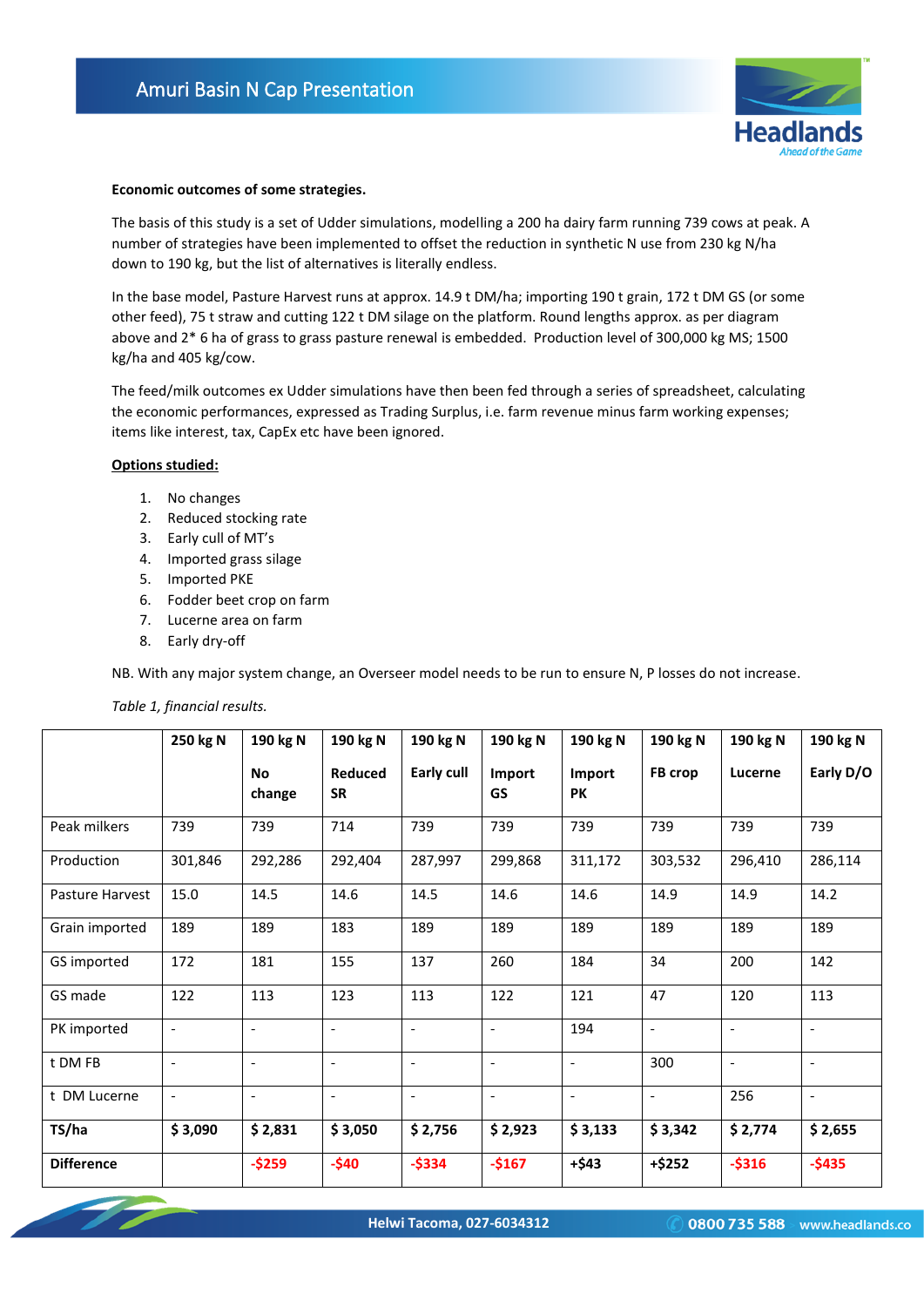**Economic outcomes of some strategies.**

The basis of this study is a set of Udder simulations, modelling a 200 ha dairy farm running 739 cows at peak. A number of strategies have been implemented to offset the reduction in synthetic N use from 230 kg N/ha down to 190 kg, but the list of alternatives is literally endless.

In the base model, Pasture Harvest runs at approx. 14.9 t DM/ha; importing 190 t grain, 172 t DM GS (or some other feed), 75 t straw and cutting 122 t DM silage on the platform. Round lengths approx. as per diagram above and 2* 6 ha of grass to grass pasture renewal is embedded. Production level of 300,000 kg MS; 1500 kg/ha and 405 kg/cow.

The feed/milk outcomes ex Udder simulations have then been fed through a series of spreadsheet, calculating the economic performances, expressed as Trading Surplus, i.e. farm revenue minus farm working expenses; items like interest, tax, CapEx etc have been ignored.

**Options studied:**

1. No changes
2. Reduced stocking rate
3. Early cull of MT's
4. Imported grass silage
5. Imported PKE
6. Fodder beet crop on farm
7. Lucerne area on farm
8. Early dry-off

NB. With any major system change, an Overseer model needs to be run to ensure N, P losses do not increase.

*Table 1, financial results.*

| | **250 kg N** | **190 kg N** **No change** | **190 kg N** **Reduced SR** | **190 kg N** **Early cull** | **190 kg N** **Import GS** | **190 kg N** **Import PK** | **190 kg N** **FB crop** | **190 kg N** **Lucerne** | **190 kg N** **Early D/O** |
|---|---|---|---|---|---|---|---|---|---|
| Peak milkers | 739 | 739 | 714 | 739 | 739 | 739 | 739 | 739 | 739 |
| Production | 301,846 | 292,286 | 292,404 | 287,997 | 299,868 | 311,172 | 303,532 | 296,410 | 286,114 |
| Pasture Harvest | 15.0 | 14.5 | 14.6 | 14.5 | 14.6 | 14.6 | 14.9 | 14.9 | 14.2 |
| Grain imported | 189 | 189 | 183 | 189 | 189 | 189 | 189 | 189 | 189 |
| GS imported | 172 | 181 | 155 | 137 | 260 | 184 | 34 | 200 | 142 |
| GS made | 122 | 113 | 123 | 113 | 122 | 121 | 47 | 120 | 113 |
| PK imported | - | - | - | - | - | 194 | - | - | - |
| t DM FB | - | - | - | - | - | - | 300 | - | - |
| t DM Lucerne | - | - | - | - | - | - | - | 256 | - |
| **TS/ha** | **$ 3,090** | **$ 2,831** | **$ 3,050** | **$ 2,756** | **$ 2,923** | **$ 3,133** | **$ 3,342** | **$ 2,774** | **$ 2,655** |
| **Difference** | | **-$259** | **-$40** | **-$334** | **-$167** | **+$43** | **+$252** | **-$316** | **-$435** |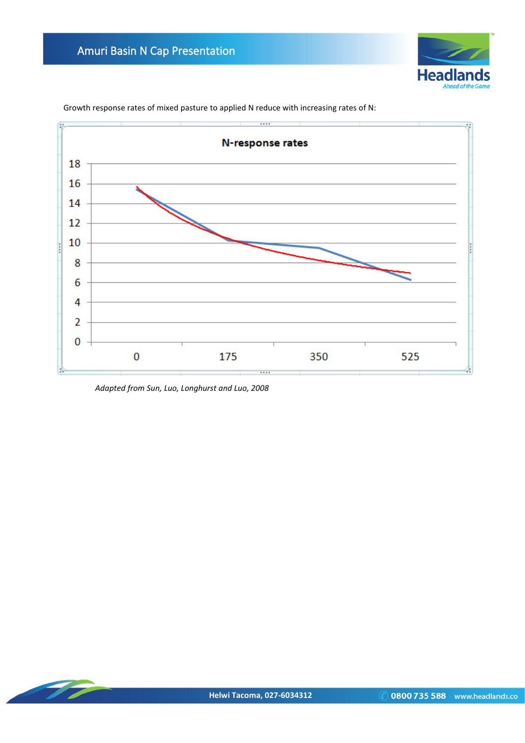Growth response rates of mixed pasture to applied N reduce with increasing rates of N:

**N-response rates**

*Adapted from Sun, Luo, Longhurst and Luo, 2008*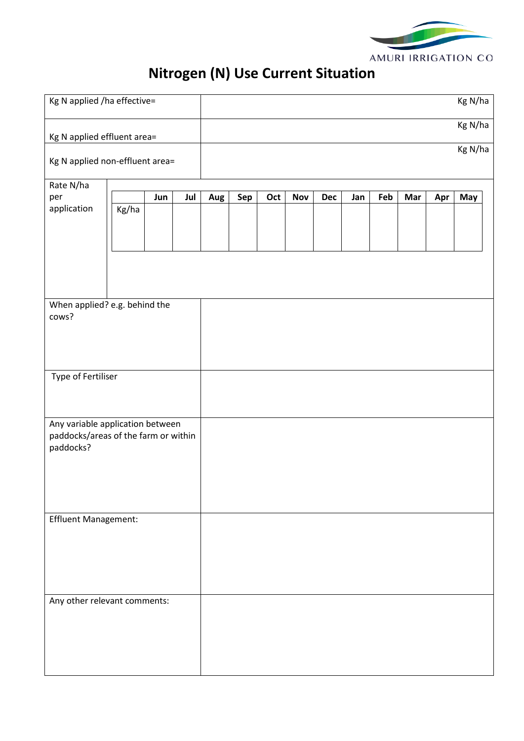AMURI IRRIGATION CO

# Nitrogen (N) Use Current Situation

| | |
|---|---|
| Kg N applied /ha effective= | Kg N/ha |
| Kg N applied effluent area= | Kg N/ha |
| Kg N applied non-effluent area= | Kg N/ha |

Rate N/ha per application

| | Jun | Jul | Aug | Sep | Oct | Nov | Dec | Jan | Feb | Mar | Apr | May |
|---|---|---|---|---|---|---|---|---|---|---|---|---|
| Kg/ha | | | | | | | | | | | | |

| | |
|---|---|
| When applied? e.g. behind the cows? | |
| Type of Fertiliser | |
| Any variable application between paddocks/areas of the farm or within paddocks? | |
| Effluent Management: | |
| Any other relevant comments: | |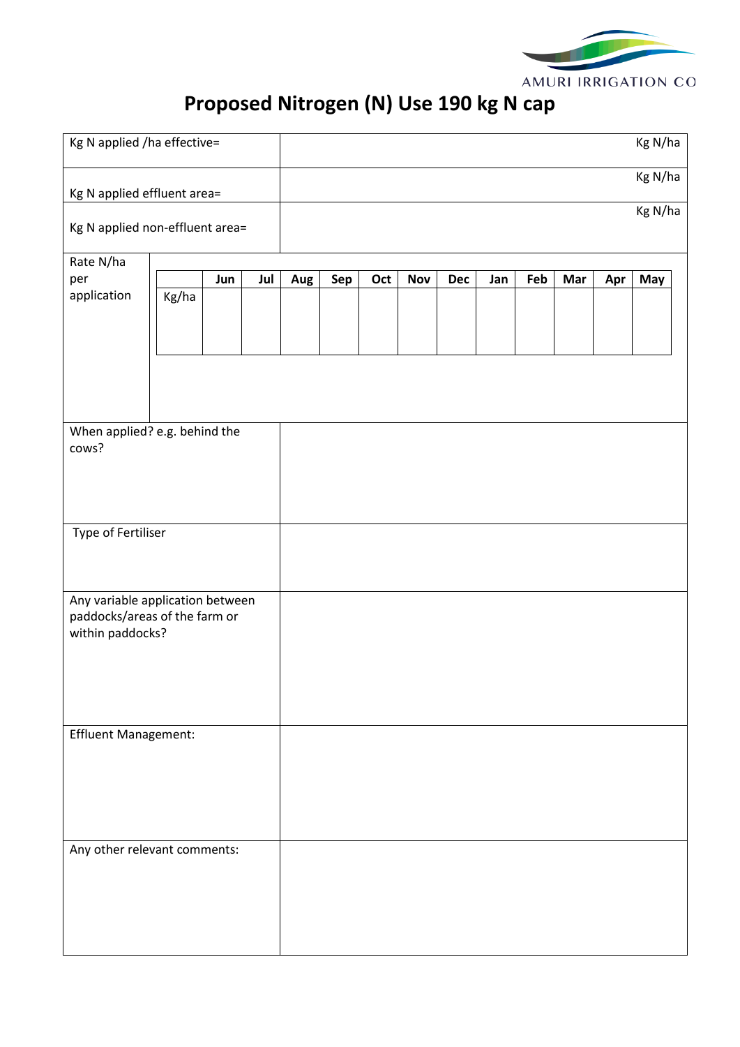AMURI IRRIGATION CO

# Proposed Nitrogen (N) Use 190 kg N cap

| | |
|---|---|
| Kg N applied /ha effective= | Kg N/ha |
| Kg N applied effluent area= | Kg N/ha |
| Kg N applied non-effluent area= | Kg N/ha |

Rate N/ha per application

| | Jun | Jul | Aug | Sep | Oct | Nov | Dec | Jan | Feb | Mar | Apr | May |
|---|---|---|---|---|---|---|---|---|---|---|---|---|
| Kg/ha | | | | | | | | | | | | |

| | |
|---|---|
| When applied? e.g. behind the cows? | |
| Type of Fertiliser | |
| Any variable application between paddocks/areas of the farm or within paddocks? | |
| Effluent Management: | |
| Any other relevant comments: | |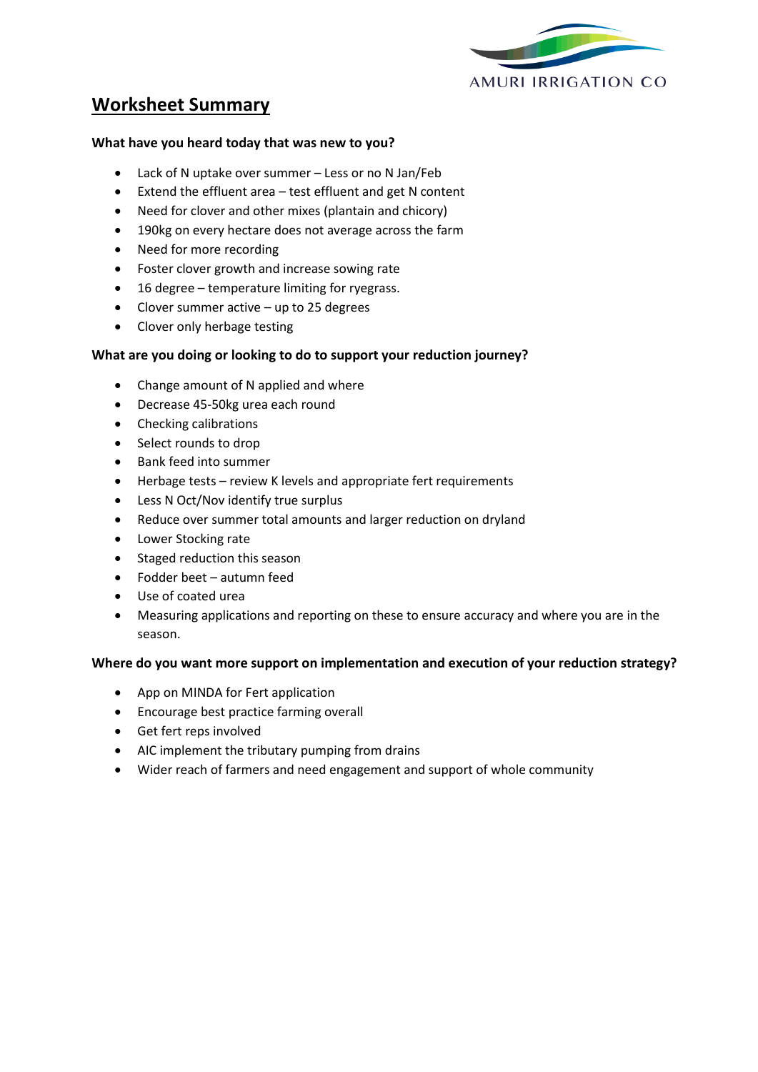## Worksheet Summary

**What have you heard today that was new to you?**

- Lack of N uptake over summer – Less or no N Jan/Feb
- Extend the effluent area – test effluent and get N content
- Need for clover and other mixes (plantain and chicory)
- 190kg on every hectare does not average across the farm
- Need for more recording
- Foster clover growth and increase sowing rate
- 16 degree – temperature limiting for ryegrass.
- Clover summer active – up to 25 degrees
- Clover only herbage testing

**What are you doing or looking to do to support your reduction journey?**

- Change amount of N applied and where
- Decrease 45-50kg urea each round
- Checking calibrations
- Select rounds to drop
- Bank feed into summer
- Herbage tests – review K levels and appropriate fert requirements
- Less N Oct/Nov identify true surplus
- Reduce over summer total amounts and larger reduction on dryland
- Lower Stocking rate
- Staged reduction this season
- Fodder beet – autumn feed
- Use of coated urea
- Measuring applications and reporting on these to ensure accuracy and where you are in the season.

**Where do you want more support on implementation and execution of your reduction strategy?**

- App on MINDA for Fert application
- Encourage best practice farming overall
- Get fert reps involved
- AIC implement the tributary pumping from drains
- Wider reach of farmers and need engagement and support of whole community